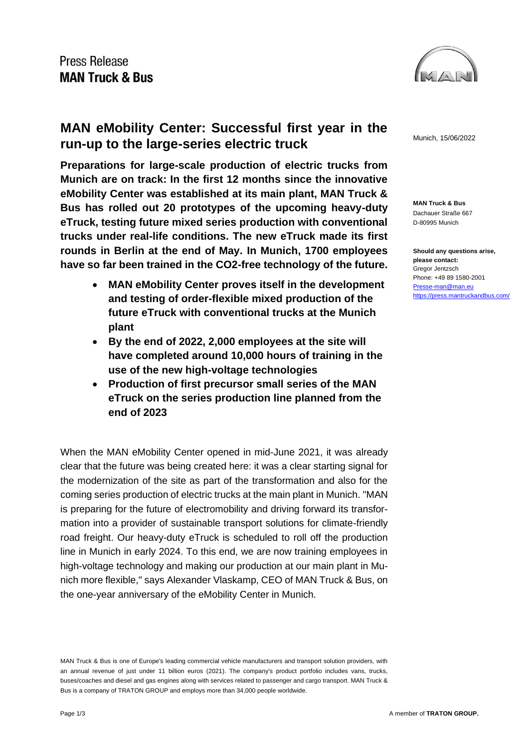Press Release
**MAN Truck & Bus**

# MAN eMobility Center: Successful first year in the run-up to the large-series electric truck

Munich, 15/06/2022

**Preparations for large-scale production of electric trucks from Munich are on track: In the first 12 months since the innovative eMobility Center was established at its main plant, MAN Truck & Bus has rolled out 20 prototypes of the upcoming heavy-duty eTruck, testing future mixed series production with conventional trucks under real-life conditions. The new eTruck made its first rounds in Berlin at the end of May. In Munich, 1700 employees have so far been trained in the CO2-free technology of the future.**

- **MAN eMobility Center proves itself in the development and testing of order-flexible mixed production of the future eTruck with conventional trucks at the Munich plant**
- **By the end of 2022, 2,000 employees at the site will have completed around 10,000 hours of training in the use of the new high-voltage technologies**
- **Production of first precursor small series of the MAN eTruck on the series production line planned from the end of 2023**

When the MAN eMobility Center opened in mid-June 2021, it was already clear that the future was being created here: it was a clear starting signal for the modernization of the site as part of the transformation and also for the coming series production of electric trucks at the main plant in Munich. "MAN is preparing for the future of electromobility and driving forward its transformation into a provider of sustainable transport solutions for climate-friendly road freight. Our heavy-duty eTruck is scheduled to roll off the production line in Munich in early 2024. To this end, we are now training employees in high-voltage technology and making our production at our main plant in Munich more flexible," says Alexander Vlaskamp, CEO of MAN Truck & Bus, on the one-year anniversary of the eMobility Center in Munich.

**MAN Truck & Bus**
Dachauer Straße 667
D-80995 Munich

**Should any questions arise, please contact:**
Gregor Jentzsch
Phone: +49 89 1580-2001
Presse-man@man.eu
https://press.mantruckandbus.com/

MAN Truck & Bus is one of Europe's leading commercial vehicle manufacturers and transport solution providers, with an annual revenue of just under 11 billion euros (2021). The company's product portfolio includes vans, trucks, buses/coaches and diesel and gas engines along with services related to passenger and cargo transport. MAN Truck & Bus is a company of TRATON GROUP and employs more than 34,000 people worldwide.

A member of **TRATON GROUP.**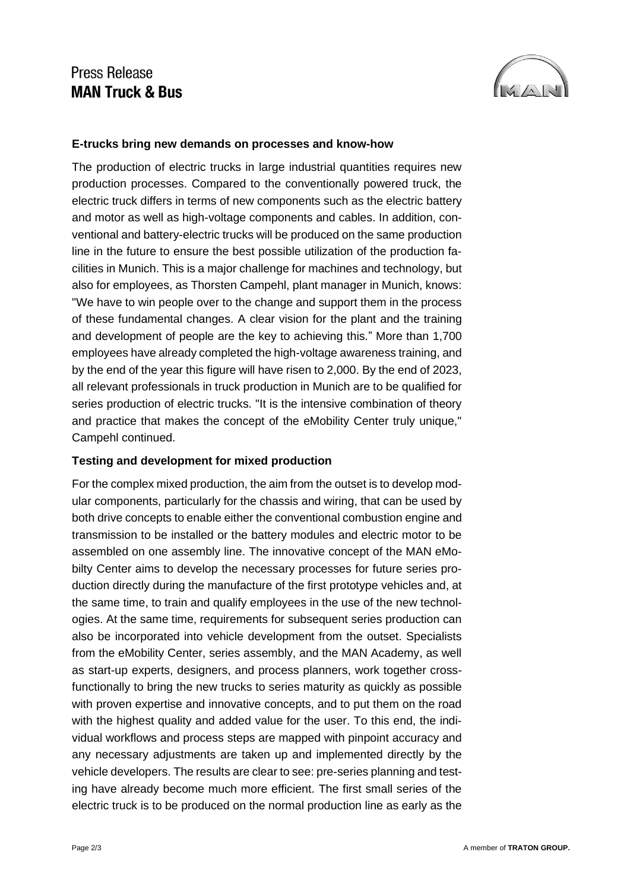**E-trucks bring new demands on processes and know-how**

The production of electric trucks in large industrial quantities requires new production processes. Compared to the conventionally powered truck, the electric truck differs in terms of new components such as the electric battery and motor as well as high-voltage components and cables. In addition, conventional and battery-electric trucks will be produced on the same production line in the future to ensure the best possible utilization of the production facilities in Munich. This is a major challenge for machines and technology, but also for employees, as Thorsten Campehl, plant manager in Munich, knows: "We have to win people over to the change and support them in the process of these fundamental changes. A clear vision for the plant and the training and development of people are the key to achieving this." More than 1,700 employees have already completed the high-voltage awareness training, and by the end of the year this figure will have risen to 2,000. By the end of 2023, all relevant professionals in truck production in Munich are to be qualified for series production of electric trucks. "It is the intensive combination of theory and practice that makes the concept of the eMobility Center truly unique," Campehl continued.

**Testing and development for mixed production**

For the complex mixed production, the aim from the outset is to develop modular components, particularly for the chassis and wiring, that can be used by both drive concepts to enable either the conventional combustion engine and transmission to be installed or the battery modules and electric motor to be assembled on one assembly line. The innovative concept of the MAN eMobilty Center aims to develop the necessary processes for future series production directly during the manufacture of the first prototype vehicles and, at the same time, to train and qualify employees in the use of the new technologies. At the same time, requirements for subsequent series production can also be incorporated into vehicle development from the outset. Specialists from the eMobility Center, series assembly, and the MAN Academy, as well as start-up experts, designers, and process planners, work together cross-functionally to bring the new trucks to series maturity as quickly as possible with proven expertise and innovative concepts, and to put them on the road with the highest quality and added value for the user. To this end, the individual workflows and process steps are mapped with pinpoint accuracy and any necessary adjustments are taken up and implemented directly by the vehicle developers. The results are clear to see: pre-series planning and testing have already become much more efficient. The first small series of the electric truck is to be produced on the normal production line as early as the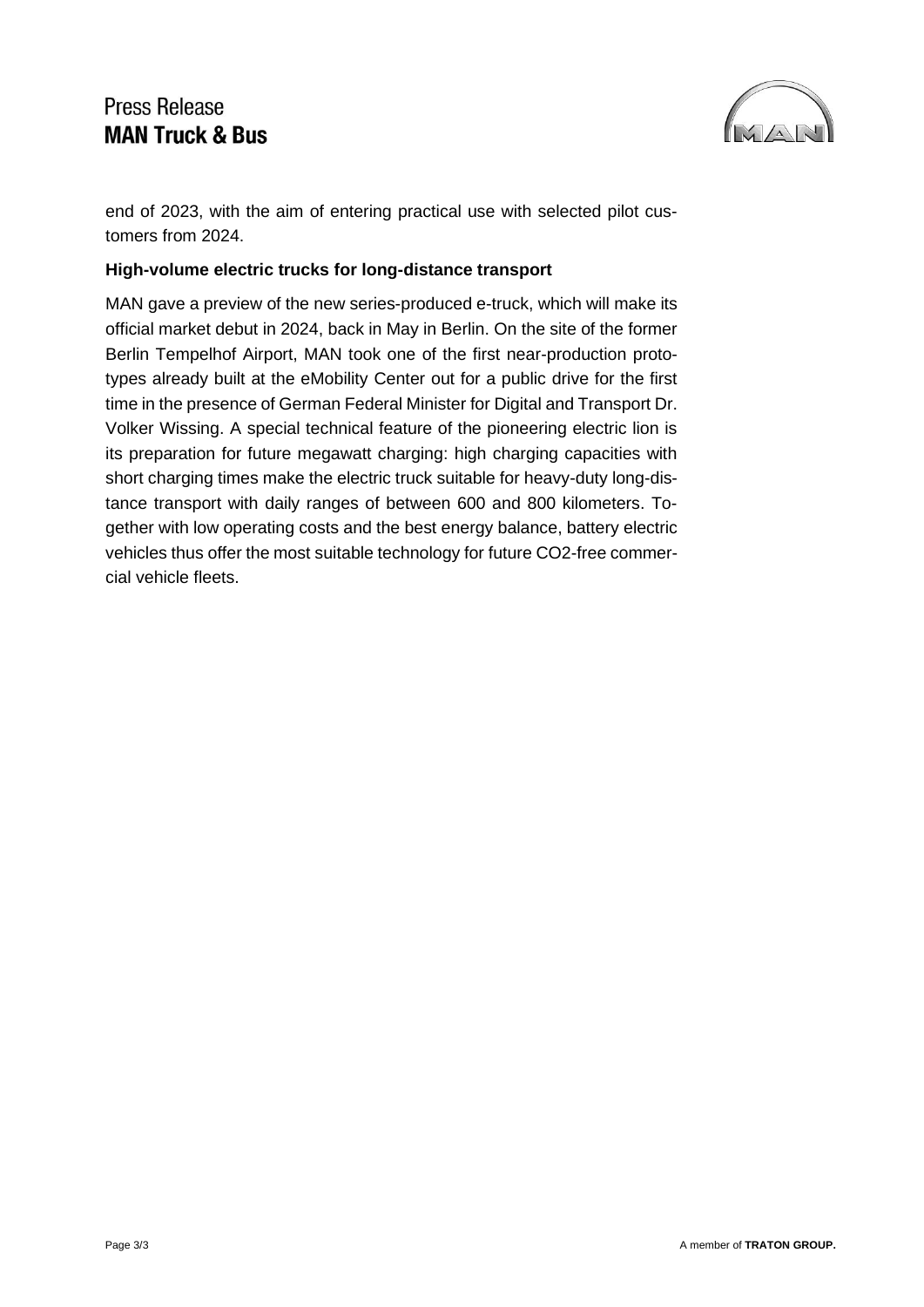end of 2023, with the aim of entering practical use with selected pilot customers from 2024.

**High-volume electric trucks for long-distance transport**

MAN gave a preview of the new series-produced e-truck, which will make its official market debut in 2024, back in May in Berlin. On the site of the former Berlin Tempelhof Airport, MAN took one of the first near-production prototypes already built at the eMobility Center out for a public drive for the first time in the presence of German Federal Minister for Digital and Transport Dr. Volker Wissing. A special technical feature of the pioneering electric lion is its preparation for future megawatt charging: high charging capacities with short charging times make the electric truck suitable for heavy-duty long-distance transport with daily ranges of between 600 and 800 kilometers. Together with low operating costs and the best energy balance, battery electric vehicles thus offer the most suitable technology for future $CO_2$-free commercial vehicle fleets.